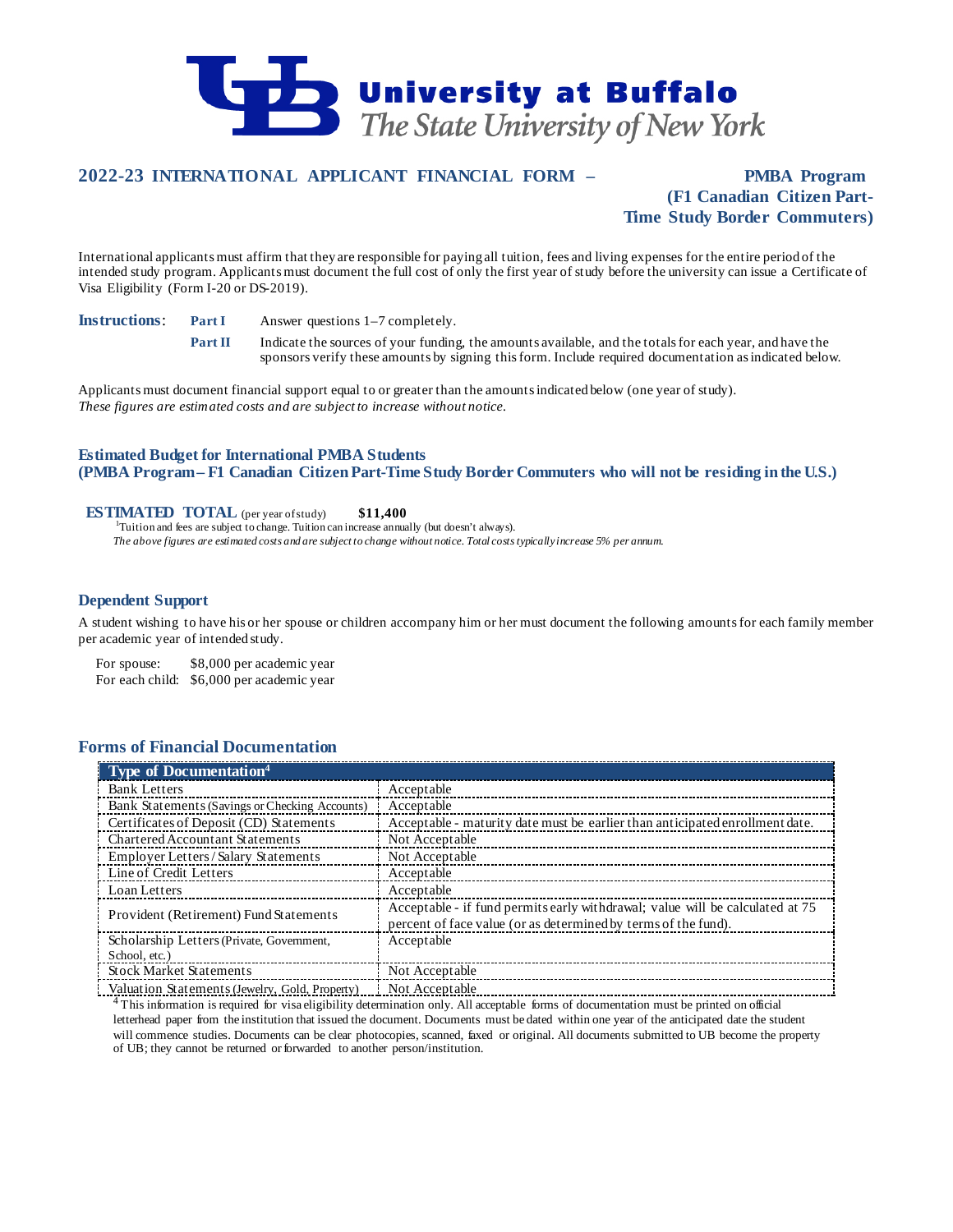# University at Buffalo
*The State University of New York*

## 2022-23 INTERNATIONAL APPLICANT FINANCIAL FORM – PMBA Program (F1 Canadian Citizen Part-Time Study Border Commuters)

International applicants must affirm that they are responsible for paying all tuition, fees and living expenses for the entire period of the intended study program. Applicants must document the full cost of only the first year of study before the university can issue a Certificate of Visa Eligibility (Form I-20 or DS-2019).

**Instructions**:

- **Part I** Answer questions 1–7 completely.
- **Part II** Indicate the sources of your funding, the amounts available, and the totals for each year, and have the sponsors verify these amounts by signing this form. Include required documentation as indicated below.

Applicants must document financial support equal to or greater than the amounts indicated below (one year of study).
*These figures are estimated costs and are subject to increase without notice.*

### Estimated Budget for International PMBA Students
### (PMBA Program – F1 Canadian Citizen Part-Time Study Border Commuters who will not be residing in the U.S.)

**ESTIMATED TOTAL** (per year of study) **$11,400**

[1]Tuition and fees are subject to change. Tuition can increase annually (but doesn't always).
*The above figures are estimated costs and are subject to change without notice. Total costs typically increase 5% per annum.*

### Dependent Support

A student wishing to have his or her spouse or children accompany him or her must document the following amounts for each family member per academic year of intended study.

For spouse: $8,000 per academic year
For each child: $6,000 per academic year

### Forms of Financial Documentation

| Type of Documentation[4] | |
|---|---|
| Bank Letters | Acceptable |
| Bank Statements (Savings or Checking Accounts) | Acceptable |
| Certificates of Deposit (CD) Statements | Acceptable - maturity date must be earlier than anticipated enrollment date. |
| Chartered Accountant Statements | Not Acceptable |
| Employer Letters / Salary Statements | Not Acceptable |
| Line of Credit Letters | Acceptable |
| Loan Letters | Acceptable |
| Provident (Retirement) Fund Statements | Acceptable - if fund permits early withdrawal; value will be calculated at 75 percent of face value (or as determined by terms of the fund). |
| Scholarship Letters (Private, Government, School, etc.) | Acceptable |
| Stock Market Statements | Not Acceptable |
| Valuation Statements (Jewelry, Gold, Property) | Not Acceptable |

[4] This information is required for visa eligibility determination only. All acceptable forms of documentation must be printed on official letterhead paper from the institution that issued the document. Documents must be dated within one year of the anticipated date the student will commence studies. Documents can be clear photocopies, scanned, faxed or original. All documents submitted to UB become the property of UB; they cannot be returned or forwarded to another person/institution.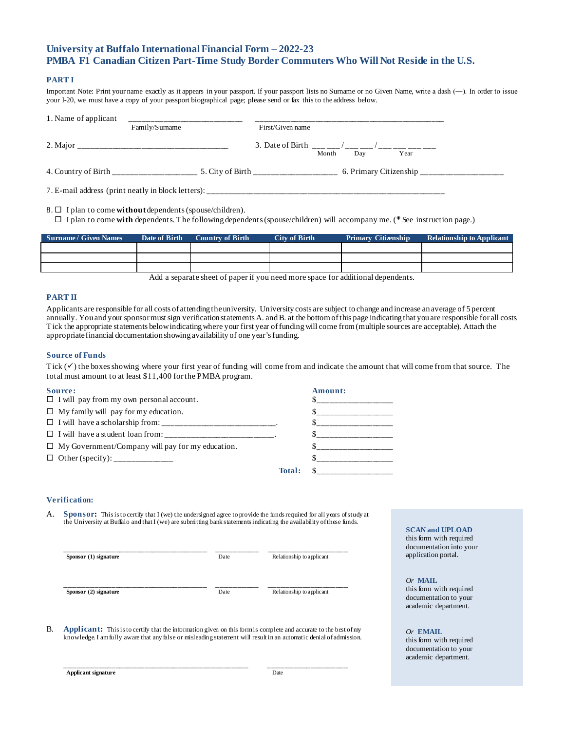# University at Buffalo International Financial Form – 2022-23
# PMBA F1 Canadian Citizen Part-Time Study Border Commuters Who Will Not Reside in the U.S.

## PART I

Important Note: Print your name exactly as it appears in your passport. If your passport lists no Surname or no Given Name, write a dash (—). In order to issue your I-20, we must have a copy of your passport biographical page; please send or fax this to the address below.

1. Name of applicant ___________________________ _____________________________________________
   Family/Surname First/Given name

2. Major ____________________________________ 3. Date of Birth ___ ___ / ___ ___ / ___ ___ ___ ___
   Month Day Year

4. Country of Birth ____________________ 5. City of Birth ____________________ 6. Primary Citizenship ____________________

7. E-mail address (print neatly in block letters): ____________________________________________________________

8. ☐ I plan to come **without** dependents (spouse/children).
   ☐ I plan to come **with** dependents. The following dependents (spouse/children) will accompany me. (✱ See instruction page.)

| Surname / Given Names | Date of Birth | Country of Birth | City of Birth | Primary Citizenship | Relationship to Applicant |
|---|---|---|---|---|---|
| | | | | | |
| | | | | | |
| | | | | | |

Add a separate sheet of paper if you need more space for additional dependents.

## PART II

Applicants are responsible for all costs of attending the university. University costs are subject to change and increase an average of 5 percent annually. You and your sponsor must sign verification statements A. and B. at the bottom of this page indicating that you are responsible for all costs. Tick the appropriate statements below indicating where your first year of funding will come from (multiple sources are acceptable). Attach the appropriate financial documentation showing availability of one year's funding.

### Source of Funds

Tick (✓) the boxes showing where your first year of funding will come from and indicate the amount that will come from that source. The total must amount to at least $11,400 for the PMBA program.

| Source: | Amount: |
|---|---|
| ☐ I will pay from my own personal account. | $__________________ |
| ☐ My family will pay for my education. | $__________________ |
| ☐ I will have a scholarship from: ___________________________. | $__________________ |
| ☐ I will have a student loan from: __________________________. | $__________________ |
| ☐ My Government/Company will pay for my education. | $__________________ |
| ☐ Other (specify): ______________ | $__________________ |
| **Total:** | $__________________ |

### Verification:

A. **Sponsor:** This is to certify that I (we) the undersigned agree to provide the funds required for all years of study at the University at Buffalo and that I (we) are submitting bank statements indicating the availability of these funds.

_______________________________________ ___________ ____________________
**Sponsor (1) signature** Date Relationship to applicant

_______________________________________ ___________ ____________________
**Sponsor (2) signature** Date Relationship to applicant

B. **Applicant:** This is to certify that the information given on this form is complete and accurate to the best of my knowledge. I am fully aware that any false or misleading statement will result in an automatic denial of admission.

__________________________________________________ ____________________
**Applicant signature** Date

**SCAN and UPLOAD** this form with required documentation into your application portal.

*Or* **MAIL** this form with required documentation to your academic department.

*Or* **EMAIL** this form with required documentation to your academic department.